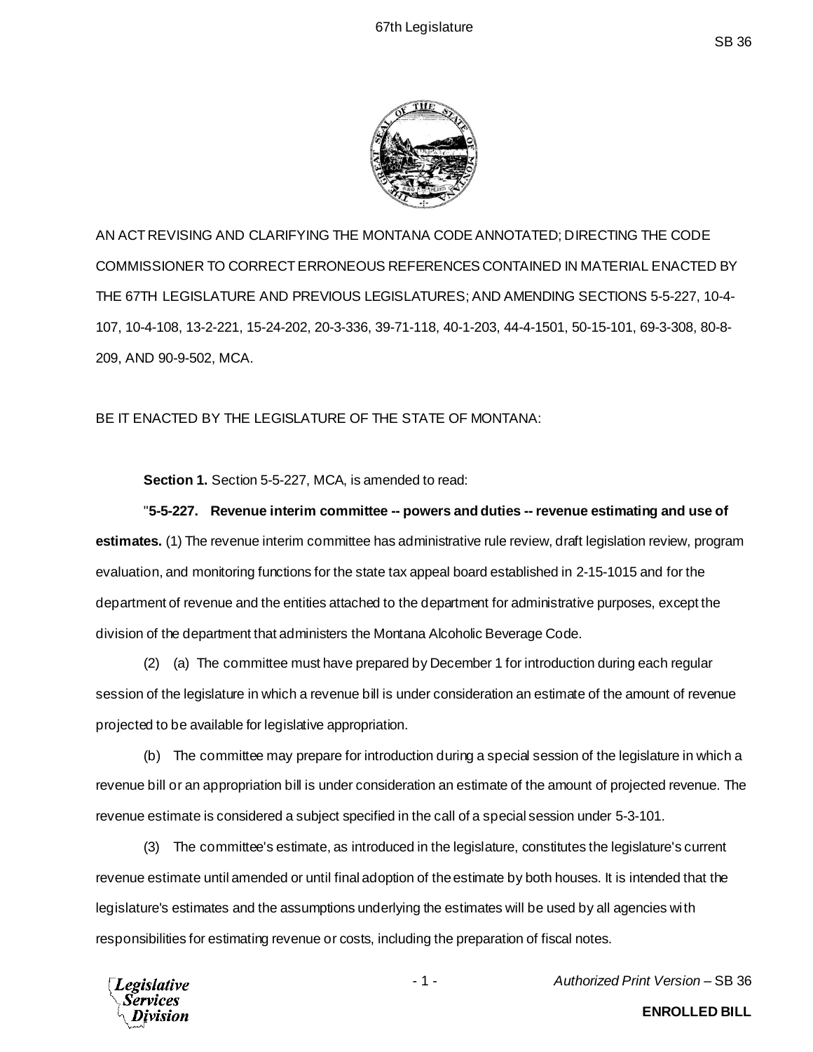AN ACT REVISING AND CLARIFYING THE MONTANA CODE ANNOTATED; DIRECTING THE CODE COMMISSIONER TO CORRECT ERRONEOUS REFERENCES CONTAINED IN MATERIAL ENACTED BY THE 67TH LEGISLATURE AND PREVIOUS LEGISLATURES; AND AMENDING SECTIONS 5-5-227, 10-4-107, 10-4-108, 13-2-221, 15-24-202, 20-3-336, 39-71-118, 40-1-203, 44-4-1501, 50-15-101, 69-3-308, 80-8-209, AND 90-9-502, MCA.

BE IT ENACTED BY THE LEGISLATURE OF THE STATE OF MONTANA:

**Section 1.** Section 5-5-227, MCA, is amended to read:

"**5-5-227. Revenue interim committee -- powers and duties -- revenue estimating and use of estimates.** (1) The revenue interim committee has administrative rule review, draft legislation review, program evaluation, and monitoring functions for the state tax appeal board established in 2-15-1015 and for the department of revenue and the entities attached to the department for administrative purposes, except the division of the department that administers the Montana Alcoholic Beverage Code.

(2) (a) The committee must have prepared by December 1 for introduction during each regular session of the legislature in which a revenue bill is under consideration an estimate of the amount of revenue projected to be available for legislative appropriation.

(b) The committee may prepare for introduction during a special session of the legislature in which a revenue bill or an appropriation bill is under consideration an estimate of the amount of projected revenue. The revenue estimate is considered a subject specified in the call of a special session under 5-3-101.

(3) The committee's estimate, as introduced in the legislature, constitutes the legislature's current revenue estimate until amended or until final adoption of the estimate by both houses. It is intended that the legislature's estimates and the assumptions underlying the estimates will be used by all agencies with responsibilities for estimating revenue or costs, including the preparation of fiscal notes.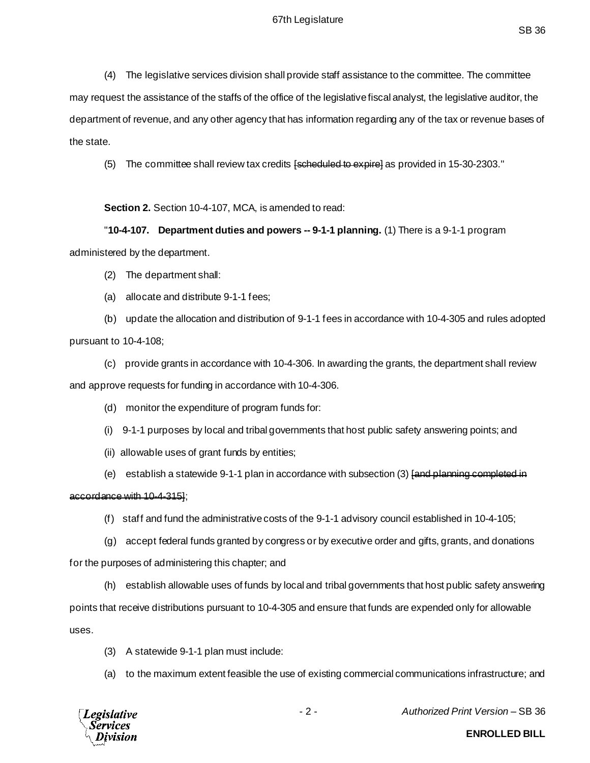(4) The legislative services division shall provide staff assistance to the committee. The committee may request the assistance of the staffs of the office of the legislative fiscal analyst, the legislative auditor, the department of revenue, and any other agency that has information regarding any of the tax or revenue bases of the state.

(5) The committee shall review tax credits ~~[scheduled to expire]~~ as provided in 15-30-2303."

**Section 2.** Section 10-4-107, MCA, is amended to read:

"**10-4-107. Department duties and powers -- 9-1-1 planning.** (1) There is a 9-1-1 program administered by the department.

(2) The department shall:

(a) allocate and distribute 9-1-1 fees;

(b) update the allocation and distribution of 9-1-1 fees in accordance with 10-4-305 and rules adopted pursuant to 10-4-108;

(c) provide grants in accordance with 10-4-306. In awarding the grants, the department shall review and approve requests for funding in accordance with 10-4-306.

(d) monitor the expenditure of program funds for:

(i) 9-1-1 purposes by local and tribal governments that host public safety answering points; and

(ii) allowable uses of grant funds by entities;

(e) establish a statewide 9-1-1 plan in accordance with subsection (3) ~~[and planning completed in accordance with 10-4-315]~~;

(f) staff and fund the administrative costs of the 9-1-1 advisory council established in 10-4-105;

(g) accept federal funds granted by congress or by executive order and gifts, grants, and donations for the purposes of administering this chapter; and

(h) establish allowable uses of funds by local and tribal governments that host public safety answering points that receive distributions pursuant to 10-4-305 and ensure that funds are expended only for allowable uses.

(3) A statewide 9-1-1 plan must include:

(a) to the maximum extent feasible the use of existing commercial communications infrastructure; and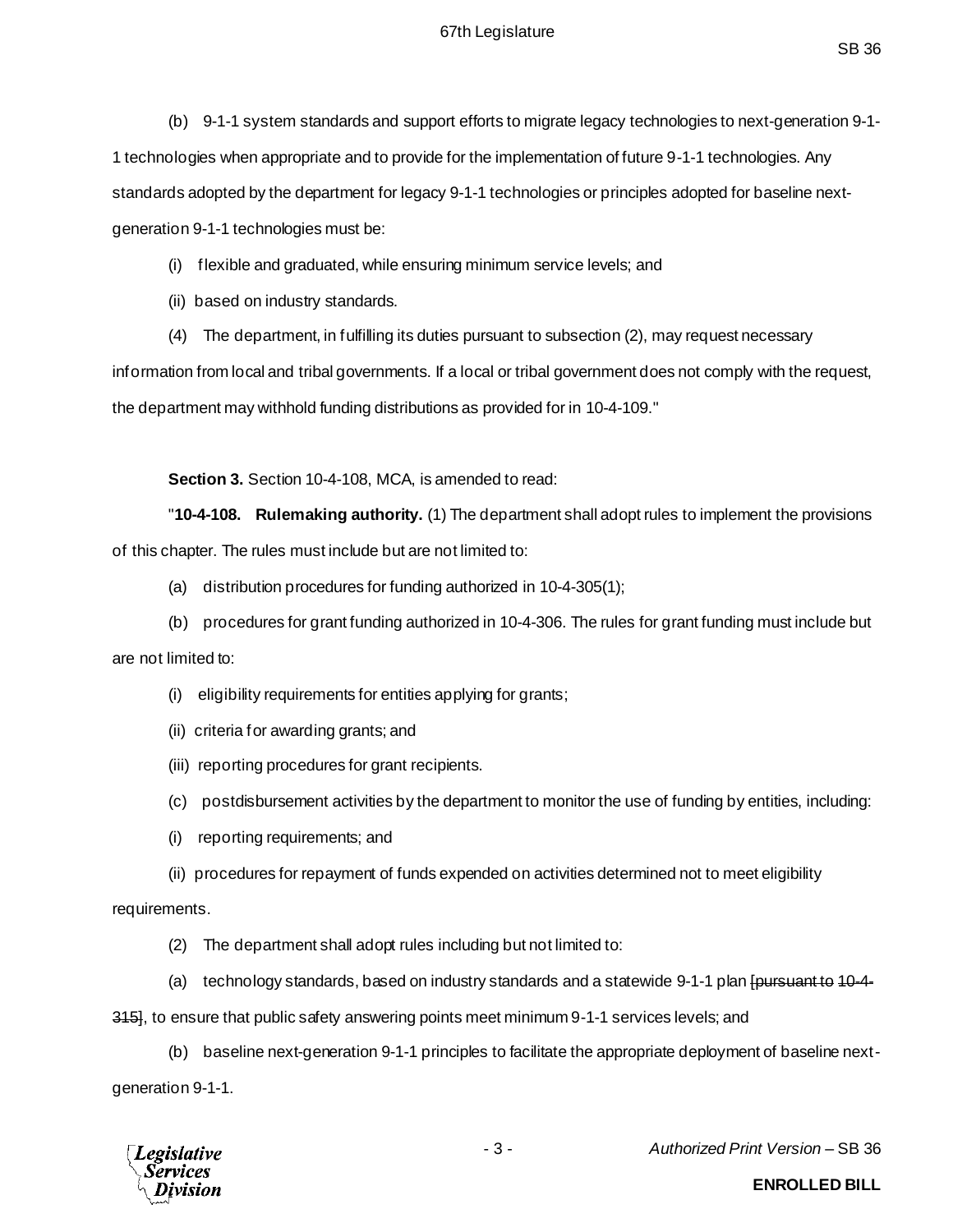(b) 9-1-1 system standards and support efforts to migrate legacy technologies to next-generation 9-1-1 technologies when appropriate and to provide for the implementation of future 9-1-1 technologies. Any standards adopted by the department for legacy 9-1-1 technologies or principles adopted for baseline next-generation 9-1-1 technologies must be:

(i) flexible and graduated, while ensuring minimum service levels; and

(ii) based on industry standards.

(4) The department, in fulfilling its duties pursuant to subsection (2), may request necessary information from local and tribal governments. If a local or tribal government does not comply with the request, the department may withhold funding distributions as provided for in 10-4-109."

**Section 3.** Section 10-4-108, MCA, is amended to read:

"**10-4-108. Rulemaking authority.** (1) The department shall adopt rules to implement the provisions of this chapter. The rules must include but are not limited to:

(a) distribution procedures for funding authorized in 10-4-305(1);

(b) procedures for grant funding authorized in 10-4-306. The rules for grant funding must include but are not limited to:

(i) eligibility requirements for entities applying for grants;

(ii) criteria for awarding grants; and

(iii) reporting procedures for grant recipients.

(c) postdisbursement activities by the department to monitor the use of funding by entities, including:

(i) reporting requirements; and

(ii) procedures for repayment of funds expended on activities determined not to meet eligibility requirements.

(2) The department shall adopt rules including but not limited to:

(a) technology standards, based on industry standards and a statewide 9-1-1 plan [~~pursuant to~~ ~~10-4-315~~], to ensure that public safety answering points meet minimum 9-1-1 services levels; and

(b) baseline next-generation 9-1-1 principles to facilitate the appropriate deployment of baseline next-generation 9-1-1.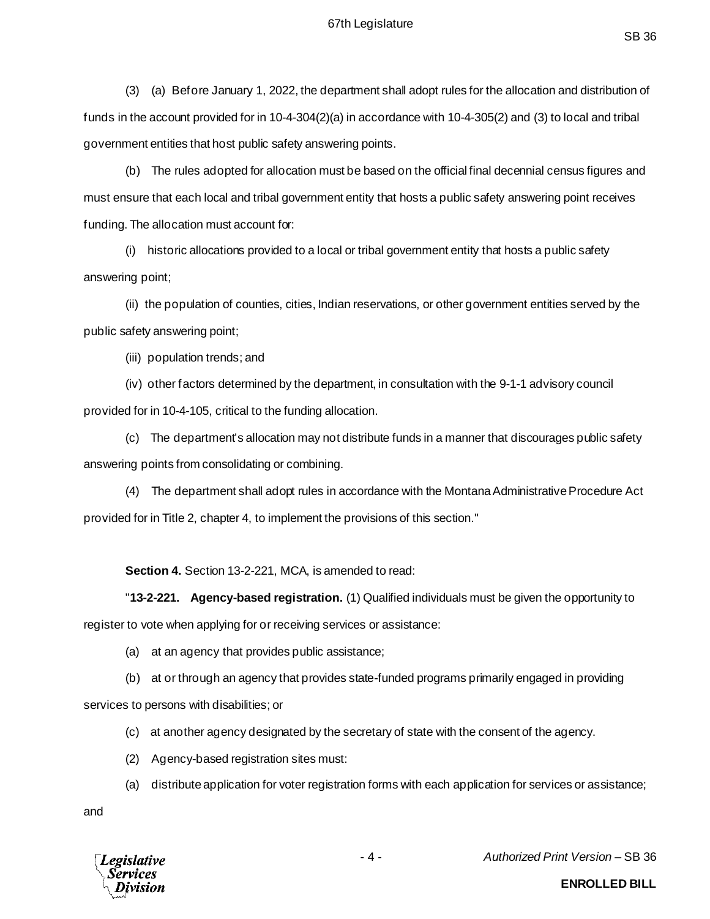(3) (a) Before January 1, 2022, the department shall adopt rules for the allocation and distribution of funds in the account provided for in 10-4-304(2)(a) in accordance with 10-4-305(2) and (3) to local and tribal government entities that host public safety answering points.

(b) The rules adopted for allocation must be based on the official final decennial census figures and must ensure that each local and tribal government entity that hosts a public safety answering point receives funding. The allocation must account for:

(i) historic allocations provided to a local or tribal government entity that hosts a public safety answering point;

(ii) the population of counties, cities, Indian reservations, or other government entities served by the public safety answering point;

(iii) population trends; and

(iv) other factors determined by the department, in consultation with the 9-1-1 advisory council provided for in 10-4-105, critical to the funding allocation.

(c) The department's allocation may not distribute funds in a manner that discourages public safety answering points from consolidating or combining.

(4) The department shall adopt rules in accordance with the Montana Administrative Procedure Act provided for in Title 2, chapter 4, to implement the provisions of this section."

**Section 4.** Section 13-2-221, MCA, is amended to read:

"**13-2-221. Agency-based registration.** (1) Qualified individuals must be given the opportunity to register to vote when applying for or receiving services or assistance:

(a) at an agency that provides public assistance;

(b) at or through an agency that provides state-funded programs primarily engaged in providing services to persons with disabilities; or

(c) at another agency designated by the secretary of state with the consent of the agency.

(2) Agency-based registration sites must:

(a) distribute application for voter registration forms with each application for services or assistance; and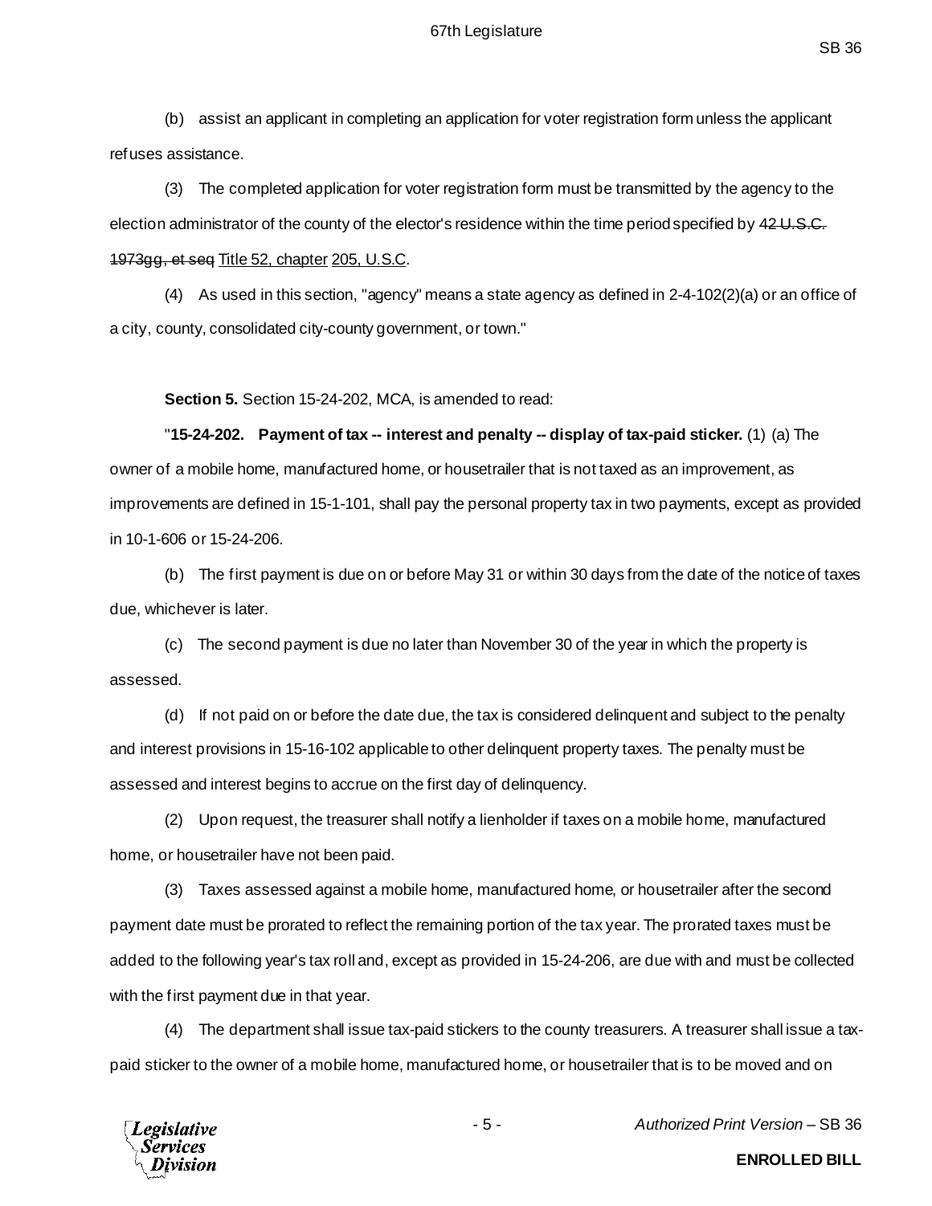(b) assist an applicant in completing an application for voter registration form unless the applicant refuses assistance.

(3) The completed application for voter registration form must be transmitted by the agency to the election administrator of the county of the elector's residence within the time period specified by ~~42 U.S.C. 1973gg, et seq~~ Title 52, chapter 205, U.S.C.

(4) As used in this section, "agency" means a state agency as defined in 2-4-102(2)(a) or an office of a city, county, consolidated city-county government, or town."

**Section 5.** Section 15-24-202, MCA, is amended to read:

"**15-24-202. Payment of tax -- interest and penalty -- display of tax-paid sticker.** (1) (a) The owner of a mobile home, manufactured home, or housetrailer that is not taxed as an improvement, as improvements are defined in 15-1-101, shall pay the personal property tax in two payments, except as provided in 10-1-606 or 15-24-206.

(b) The first payment is due on or before May 31 or within 30 days from the date of the notice of taxes due, whichever is later.

(c) The second payment is due no later than November 30 of the year in which the property is assessed.

(d) If not paid on or before the date due, the tax is considered delinquent and subject to the penalty and interest provisions in 15-16-102 applicable to other delinquent property taxes. The penalty must be assessed and interest begins to accrue on the first day of delinquency.

(2) Upon request, the treasurer shall notify a lienholder if taxes on a mobile home, manufactured home, or housetrailer have not been paid.

(3) Taxes assessed against a mobile home, manufactured home, or housetrailer after the second payment date must be prorated to reflect the remaining portion of the tax year. The prorated taxes must be added to the following year's tax roll and, except as provided in 15-24-206, are due with and must be collected with the first payment due in that year.

(4) The department shall issue tax-paid stickers to the county treasurers. A treasurer shall issue a tax-paid sticker to the owner of a mobile home, manufactured home, or housetrailer that is to be moved and on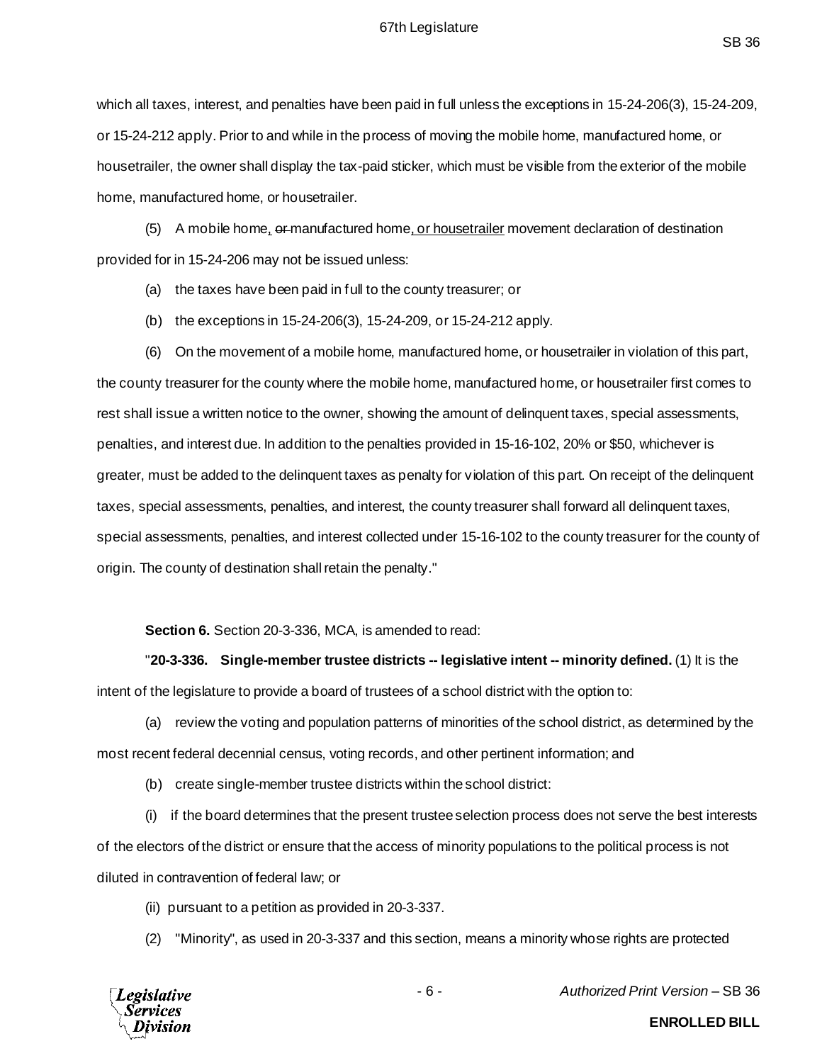which all taxes, interest, and penalties have been paid in full unless the exceptions in 15-24-206(3), 15-24-209, or 15-24-212 apply. Prior to and while in the process of moving the mobile home, manufactured home, or housetrailer, the owner shall display the tax-paid sticker, which must be visible from the exterior of the mobile home, manufactured home, or housetrailer.

(5) A mobile home, ~~or~~ manufactured home, or housetrailer movement declaration of destination provided for in 15-24-206 may not be issued unless:

(a) the taxes have been paid in full to the county treasurer; or

(b) the exceptions in 15-24-206(3), 15-24-209, or 15-24-212 apply.

(6) On the movement of a mobile home, manufactured home, or housetrailer in violation of this part, the county treasurer for the county where the mobile home, manufactured home, or housetrailer first comes to rest shall issue a written notice to the owner, showing the amount of delinquent taxes, special assessments, penalties, and interest due. In addition to the penalties provided in 15-16-102, 20% or $50, whichever is greater, must be added to the delinquent taxes as penalty for violation of this part. On receipt of the delinquent taxes, special assessments, penalties, and interest, the county treasurer shall forward all delinquent taxes, special assessments, penalties, and interest collected under 15-16-102 to the county treasurer for the county of origin. The county of destination shall retain the penalty."

**Section 6.** Section 20-3-336, MCA, is amended to read:

"**20-3-336. Single-member trustee districts -- legislative intent -- minority defined.** (1) It is the intent of the legislature to provide a board of trustees of a school district with the option to:

(a) review the voting and population patterns of minorities of the school district, as determined by the most recent federal decennial census, voting records, and other pertinent information; and

(b) create single-member trustee districts within the school district:

(i) if the board determines that the present trustee selection process does not serve the best interests of the electors of the district or ensure that the access of minority populations to the political process is not diluted in contravention of federal law; or

(ii) pursuant to a petition as provided in 20-3-337.

(2) "Minority", as used in 20-3-337 and this section, means a minority whose rights are protected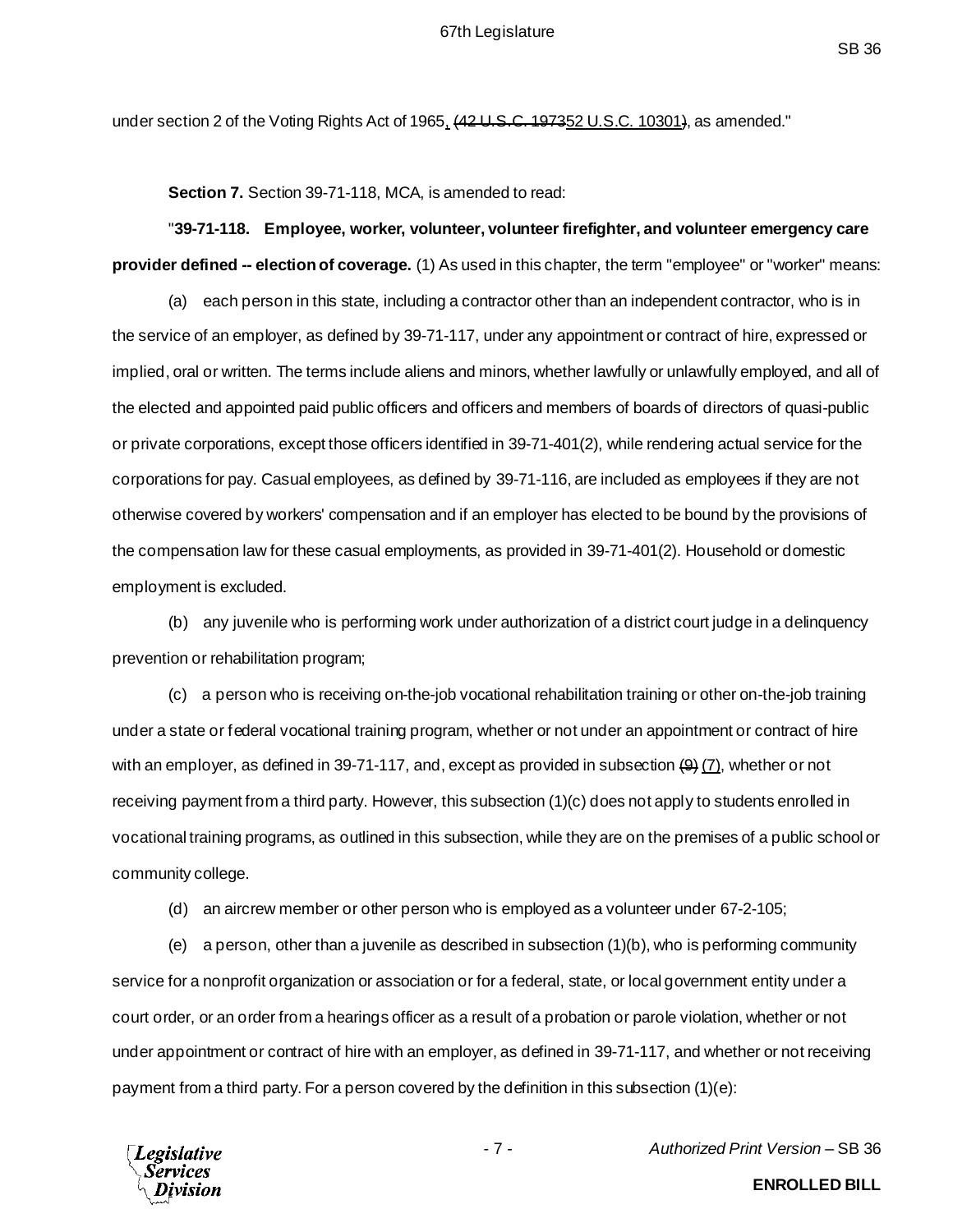under section 2 of the Voting Rights Act of 1965, ~~(42 U.S.C. 1973~~52 U.S.C. 10301~~)~~, as amended."

**Section 7.** Section 39-71-118, MCA, is amended to read:

"**39-71-118. Employee, worker, volunteer, volunteer firefighter, and volunteer emergency care provider defined -- election of coverage.** (1) As used in this chapter, the term "employee" or "worker" means:

(a) each person in this state, including a contractor other than an independent contractor, who is in the service of an employer, as defined by 39-71-117, under any appointment or contract of hire, expressed or implied, oral or written. The terms include aliens and minors, whether lawfully or unlawfully employed, and all of the elected and appointed paid public officers and officers and members of boards of directors of quasi-public or private corporations, except those officers identified in 39-71-401(2), while rendering actual service for the corporations for pay. Casual employees, as defined by 39-71-116, are included as employees if they are not otherwise covered by workers' compensation and if an employer has elected to be bound by the provisions of the compensation law for these casual employments, as provided in 39-71-401(2). Household or domestic employment is excluded.

(b) any juvenile who is performing work under authorization of a district court judge in a delinquency prevention or rehabilitation program;

(c) a person who is receiving on-the-job vocational rehabilitation training or other on-the-job training under a state or federal vocational training program, whether or not under an appointment or contract of hire with an employer, as defined in 39-71-117, and, except as provided in subsection ~~(9)~~ (7), whether or not receiving payment from a third party. However, this subsection (1)(c) does not apply to students enrolled in vocational training programs, as outlined in this subsection, while they are on the premises of a public school or community college.

(d) an aircrew member or other person who is employed as a volunteer under 67-2-105;

(e) a person, other than a juvenile as described in subsection (1)(b), who is performing community service for a nonprofit organization or association or for a federal, state, or local government entity under a court order, or an order from a hearings officer as a result of a probation or parole violation, whether or not under appointment or contract of hire with an employer, as defined in 39-71-117, and whether or not receiving payment from a third party. For a person covered by the definition in this subsection (1)(e):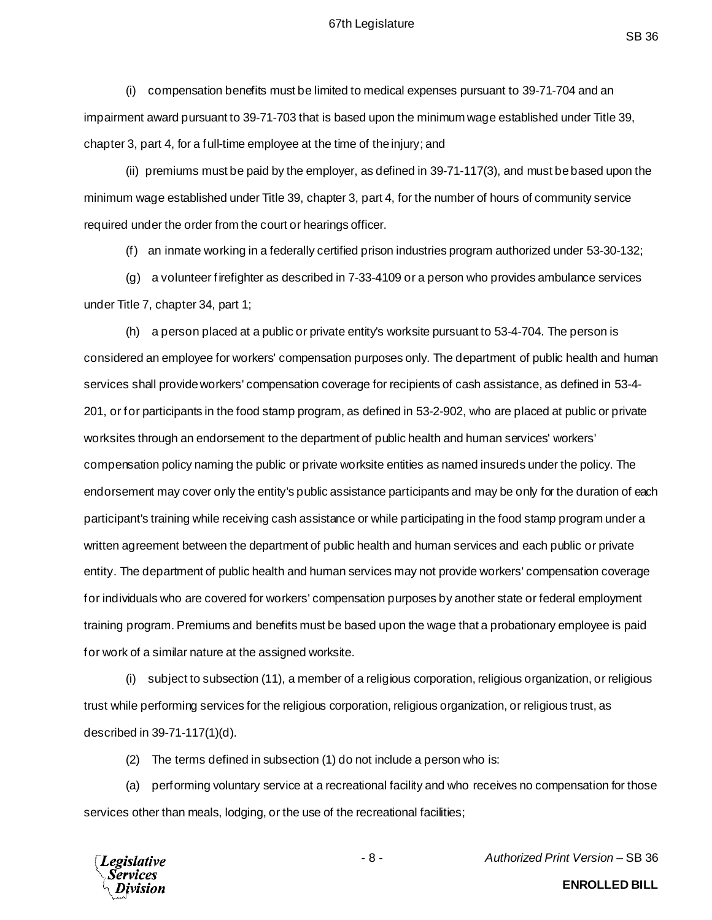(i) compensation benefits must be limited to medical expenses pursuant to 39-71-704 and an impairment award pursuant to 39-71-703 that is based upon the minimum wage established under Title 39, chapter 3, part 4, for a full-time employee at the time of the injury; and

(ii) premiums must be paid by the employer, as defined in 39-71-117(3), and must be based upon the minimum wage established under Title 39, chapter 3, part 4, for the number of hours of community service required under the order from the court or hearings officer.

(f) an inmate working in a federally certified prison industries program authorized under 53-30-132;

(g) a volunteer firefighter as described in 7-33-4109 or a person who provides ambulance services under Title 7, chapter 34, part 1;

(h) a person placed at a public or private entity's worksite pursuant to 53-4-704. The person is considered an employee for workers' compensation purposes only. The department of public health and human services shall provide workers' compensation coverage for recipients of cash assistance, as defined in 53-4-201, or for participants in the food stamp program, as defined in 53-2-902, who are placed at public or private worksites through an endorsement to the department of public health and human services' workers' compensation policy naming the public or private worksite entities as named insureds under the policy. The endorsement may cover only the entity's public assistance participants and may be only for the duration of each participant's training while receiving cash assistance or while participating in the food stamp program under a written agreement between the department of public health and human services and each public or private entity. The department of public health and human services may not provide workers' compensation coverage for individuals who are covered for workers' compensation purposes by another state or federal employment training program. Premiums and benefits must be based upon the wage that a probationary employee is paid for work of a similar nature at the assigned worksite.

(i) subject to subsection (11), a member of a religious corporation, religious organization, or religious trust while performing services for the religious corporation, religious organization, or religious trust, as described in 39-71-117(1)(d).

(2) The terms defined in subsection (1) do not include a person who is:

(a) performing voluntary service at a recreational facility and who receives no compensation for those services other than meals, lodging, or the use of the recreational facilities;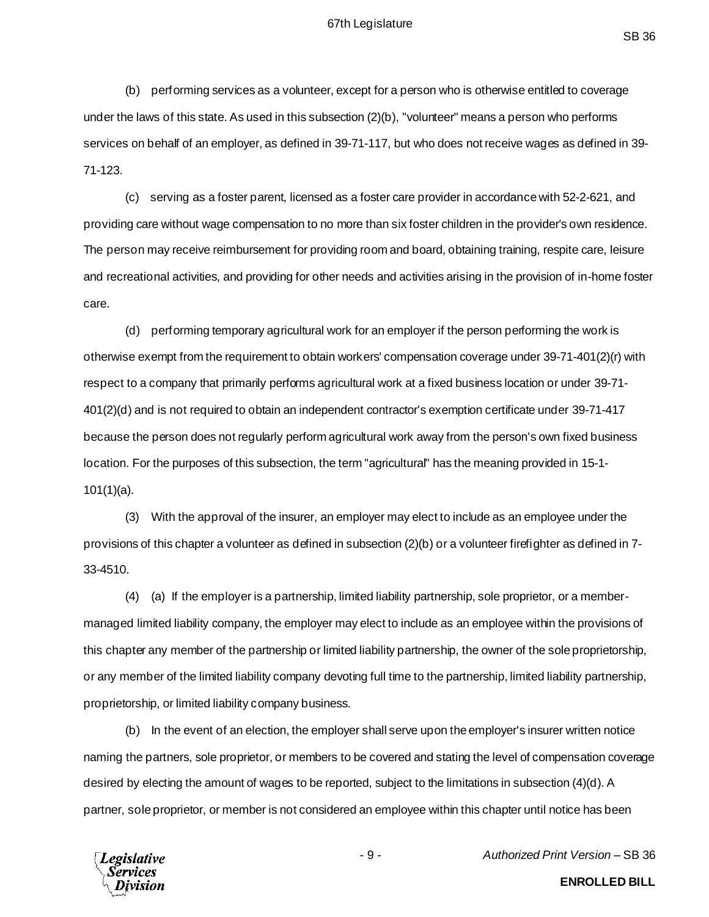(b) performing services as a volunteer, except for a person who is otherwise entitled to coverage under the laws of this state. As used in this subsection (2)(b), "volunteer" means a person who performs services on behalf of an employer, as defined in 39-71-117, but who does not receive wages as defined in 39-71-123.

(c) serving as a foster parent, licensed as a foster care provider in accordance with 52-2-621, and providing care without wage compensation to no more than six foster children in the provider's own residence. The person may receive reimbursement for providing room and board, obtaining training, respite care, leisure and recreational activities, and providing for other needs and activities arising in the provision of in-home foster care.

(d) performing temporary agricultural work for an employer if the person performing the work is otherwise exempt from the requirement to obtain workers' compensation coverage under 39-71-401(2)(r) with respect to a company that primarily performs agricultural work at a fixed business location or under 39-71-401(2)(d) and is not required to obtain an independent contractor's exemption certificate under 39-71-417 because the person does not regularly perform agricultural work away from the person's own fixed business location. For the purposes of this subsection, the term "agricultural" has the meaning provided in 15-1-101(1)(a).

(3) With the approval of the insurer, an employer may elect to include as an employee under the provisions of this chapter a volunteer as defined in subsection (2)(b) or a volunteer firefighter as defined in 7-33-4510.

(4) (a) If the employer is a partnership, limited liability partnership, sole proprietor, or a member-managed limited liability company, the employer may elect to include as an employee within the provisions of this chapter any member of the partnership or limited liability partnership, the owner of the sole proprietorship, or any member of the limited liability company devoting full time to the partnership, limited liability partnership, proprietorship, or limited liability company business.

(b) In the event of an election, the employer shall serve upon the employer's insurer written notice naming the partners, sole proprietor, or members to be covered and stating the level of compensation coverage desired by electing the amount of wages to be reported, subject to the limitations in subsection (4)(d). A partner, sole proprietor, or member is not considered an employee within this chapter until notice has been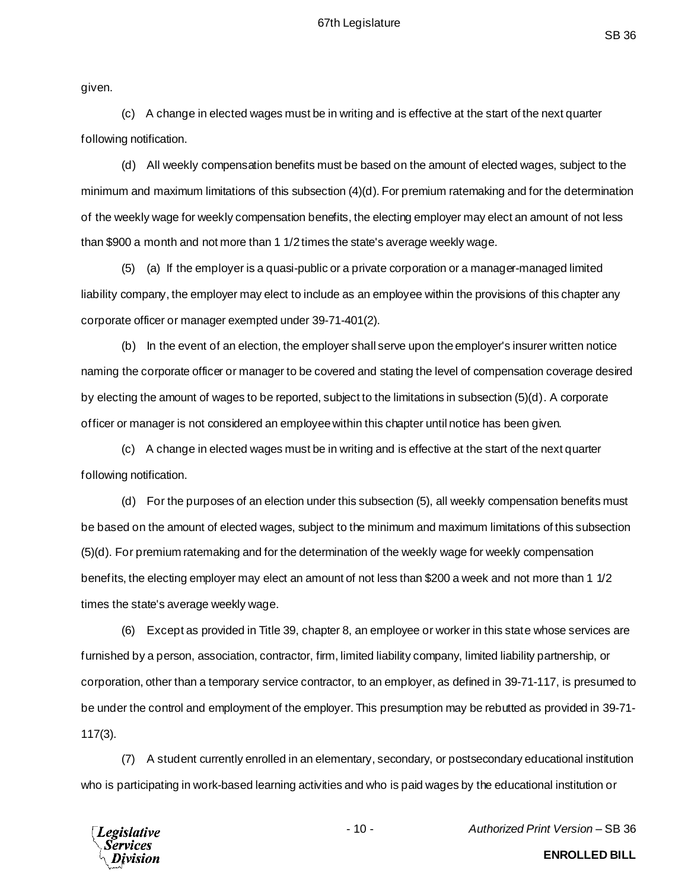given.

(c) A change in elected wages must be in writing and is effective at the start of the next quarter following notification.

(d) All weekly compensation benefits must be based on the amount of elected wages, subject to the minimum and maximum limitations of this subsection (4)(d). For premium ratemaking and for the determination of the weekly wage for weekly compensation benefits, the electing employer may elect an amount of not less than $900 a month and not more than 1 1/2 times the state's average weekly wage.

(5) (a) If the employer is a quasi-public or a private corporation or a manager-managed limited liability company, the employer may elect to include as an employee within the provisions of this chapter any corporate officer or manager exempted under 39-71-401(2).

(b) In the event of an election, the employer shall serve upon the employer's insurer written notice naming the corporate officer or manager to be covered and stating the level of compensation coverage desired by electing the amount of wages to be reported, subject to the limitations in subsection (5)(d). A corporate officer or manager is not considered an employee within this chapter until notice has been given.

(c) A change in elected wages must be in writing and is effective at the start of the next quarter following notification.

(d) For the purposes of an election under this subsection (5), all weekly compensation benefits must be based on the amount of elected wages, subject to the minimum and maximum limitations of this subsection (5)(d). For premium ratemaking and for the determination of the weekly wage for weekly compensation benefits, the electing employer may elect an amount of not less than $200 a week and not more than 1 1/2 times the state's average weekly wage.

(6) Except as provided in Title 39, chapter 8, an employee or worker in this state whose services are furnished by a person, association, contractor, firm, limited liability company, limited liability partnership, or corporation, other than a temporary service contractor, to an employer, as defined in 39-71-117, is presumed to be under the control and employment of the employer. This presumption may be rebutted as provided in 39-71-117(3).

(7) A student currently enrolled in an elementary, secondary, or postsecondary educational institution who is participating in work-based learning activities and who is paid wages by the educational institution or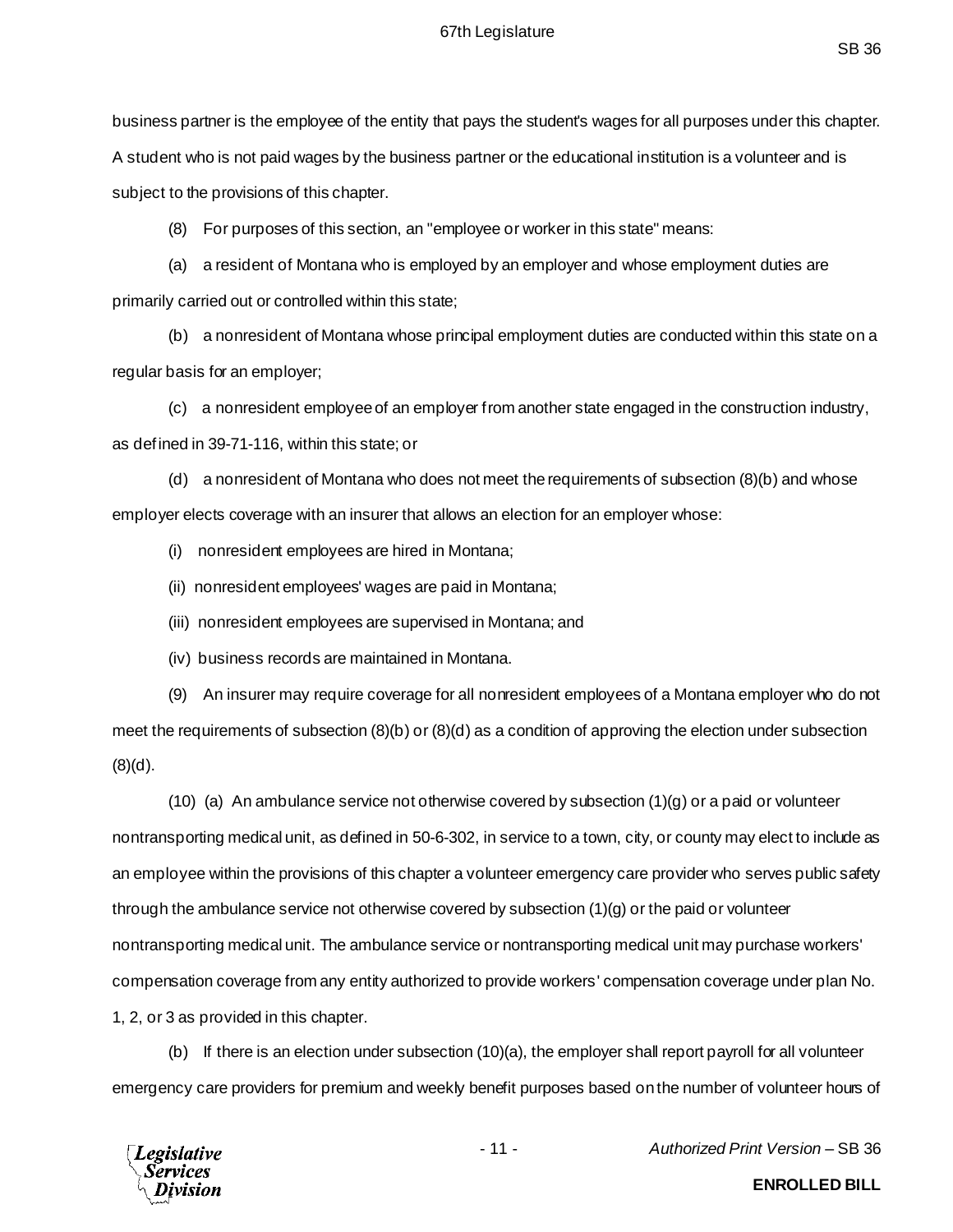business partner is the employee of the entity that pays the student's wages for all purposes under this chapter. A student who is not paid wages by the business partner or the educational institution is a volunteer and is subject to the provisions of this chapter.

(8) For purposes of this section, an "employee or worker in this state" means:

(a) a resident of Montana who is employed by an employer and whose employment duties are primarily carried out or controlled within this state;

(b) a nonresident of Montana whose principal employment duties are conducted within this state on a regular basis for an employer;

(c) a nonresident employee of an employer from another state engaged in the construction industry, as defined in 39-71-116, within this state; or

(d) a nonresident of Montana who does not meet the requirements of subsection (8)(b) and whose employer elects coverage with an insurer that allows an election for an employer whose:

(i) nonresident employees are hired in Montana;

(ii) nonresident employees' wages are paid in Montana;

(iii) nonresident employees are supervised in Montana; and

(iv) business records are maintained in Montana.

(9) An insurer may require coverage for all nonresident employees of a Montana employer who do not meet the requirements of subsection (8)(b) or (8)(d) as a condition of approving the election under subsection (8)(d).

(10) (a) An ambulance service not otherwise covered by subsection (1)(g) or a paid or volunteer nontransporting medical unit, as defined in 50-6-302, in service to a town, city, or county may elect to include as an employee within the provisions of this chapter a volunteer emergency care provider who serves public safety through the ambulance service not otherwise covered by subsection (1)(g) or the paid or volunteer nontransporting medical unit. The ambulance service or nontransporting medical unit may purchase workers' compensation coverage from any entity authorized to provide workers' compensation coverage under plan No. 1, 2, or 3 as provided in this chapter.

(b) If there is an election under subsection (10)(a), the employer shall report payroll for all volunteer emergency care providers for premium and weekly benefit purposes based on the number of volunteer hours of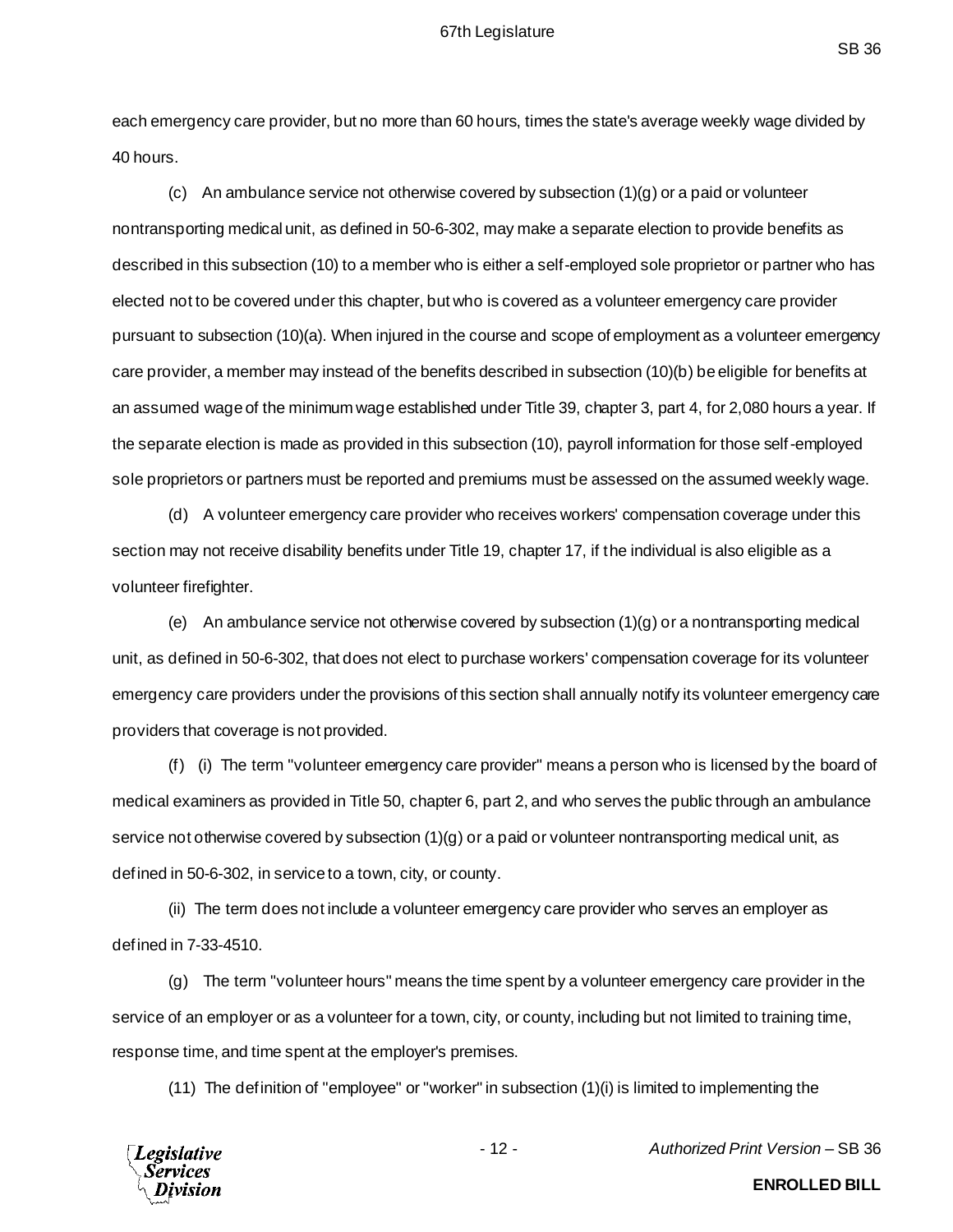each emergency care provider, but no more than 60 hours, times the state's average weekly wage divided by 40 hours.

(c) An ambulance service not otherwise covered by subsection (1)(g) or a paid or volunteer nontransporting medical unit, as defined in 50-6-302, may make a separate election to provide benefits as described in this subsection (10) to a member who is either a self-employed sole proprietor or partner who has elected not to be covered under this chapter, but who is covered as a volunteer emergency care provider pursuant to subsection (10)(a). When injured in the course and scope of employment as a volunteer emergency care provider, a member may instead of the benefits described in subsection (10)(b) be eligible for benefits at an assumed wage of the minimum wage established under Title 39, chapter 3, part 4, for 2,080 hours a year. If the separate election is made as provided in this subsection (10), payroll information for those self-employed sole proprietors or partners must be reported and premiums must be assessed on the assumed weekly wage.

(d) A volunteer emergency care provider who receives workers' compensation coverage under this section may not receive disability benefits under Title 19, chapter 17, if the individual is also eligible as a volunteer firefighter.

(e) An ambulance service not otherwise covered by subsection (1)(g) or a nontransporting medical unit, as defined in 50-6-302, that does not elect to purchase workers' compensation coverage for its volunteer emergency care providers under the provisions of this section shall annually notify its volunteer emergency care providers that coverage is not provided.

(f) (i) The term "volunteer emergency care provider" means a person who is licensed by the board of medical examiners as provided in Title 50, chapter 6, part 2, and who serves the public through an ambulance service not otherwise covered by subsection (1)(g) or a paid or volunteer nontransporting medical unit, as defined in 50-6-302, in service to a town, city, or county.

(ii) The term does not include a volunteer emergency care provider who serves an employer as defined in 7-33-4510.

(g) The term "volunteer hours" means the time spent by a volunteer emergency care provider in the service of an employer or as a volunteer for a town, city, or county, including but not limited to training time, response time, and time spent at the employer's premises.

(11) The definition of "employee" or "worker" in subsection (1)(i) is limited to implementing the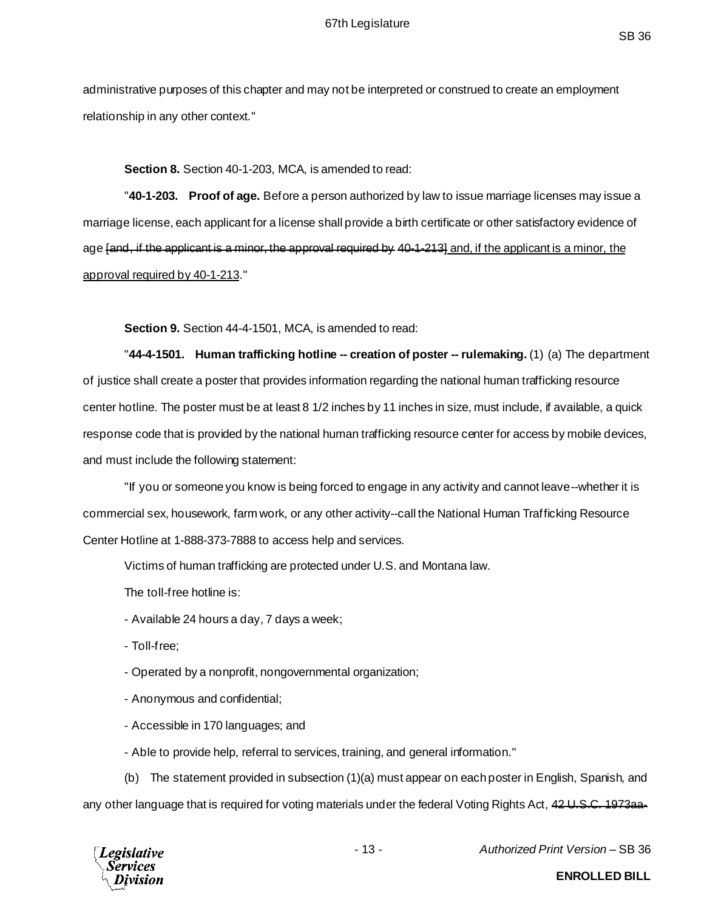administrative purposes of this chapter and may not be interpreted or construed to create an employment relationship in any other context."

**Section 8.** Section 40-1-203, MCA, is amended to read:

"**40-1-203. Proof of age.** Before a person authorized by law to issue marriage licenses may issue a marriage license, each applicant for a license shall provide a birth certificate or other satisfactory evidence of age ~~[and, if the applicant is a minor, the approval required by 40-1-213]~~ and, if the applicant is a minor, the approval required by 40-1-213."

**Section 9.** Section 44-4-1501, MCA, is amended to read:

"**44-4-1501. Human trafficking hotline -- creation of poster -- rulemaking.** (1) (a) The department of justice shall create a poster that provides information regarding the national human trafficking resource center hotline. The poster must be at least 8 1/2 inches by 11 inches in size, must include, if available, a quick response code that is provided by the national human trafficking resource center for access by mobile devices, and must include the following statement:

"If you or someone you know is being forced to engage in any activity and cannot leave--whether it is commercial sex, housework, farm work, or any other activity--call the National Human Trafficking Resource Center Hotline at 1-888-373-7888 to access help and services.

Victims of human trafficking are protected under U.S. and Montana law.

The toll-free hotline is:

- Available 24 hours a day, 7 days a week;

- Toll-free;

- Operated by a nonprofit, nongovernmental organization;

- Anonymous and confidential;

- Accessible in 170 languages; and

- Able to provide help, referral to services, training, and general information."

(b) The statement provided in subsection (1)(a) must appear on each poster in English, Spanish, and any other language that is required for voting materials under the federal Voting Rights Act, ~~42 U.S.C. 1973aa-~~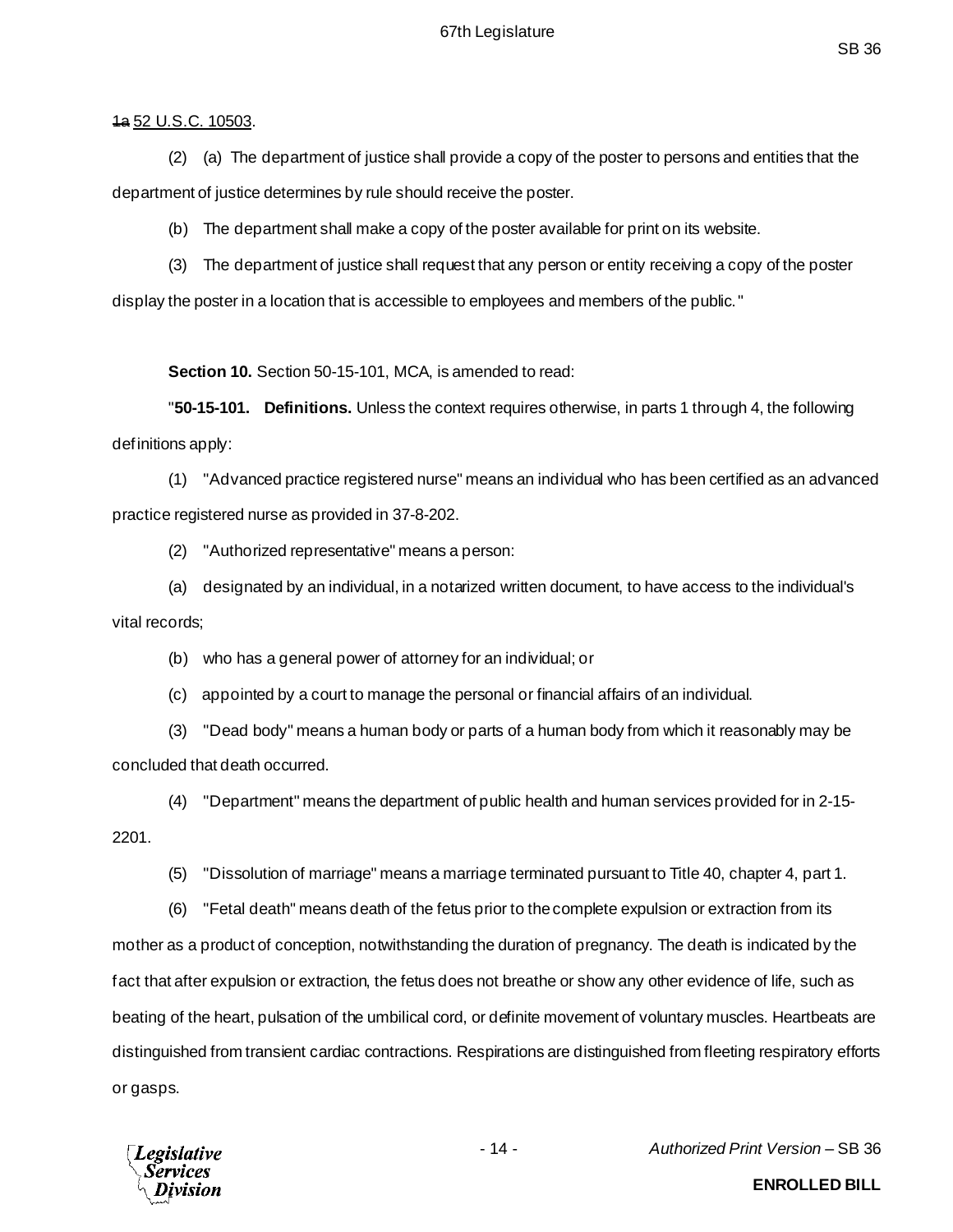~~1a~~ 52 U.S.C. 10503.

(2) (a) The department of justice shall provide a copy of the poster to persons and entities that the department of justice determines by rule should receive the poster.

(b) The department shall make a copy of the poster available for print on its website.

(3) The department of justice shall request that any person or entity receiving a copy of the poster display the poster in a location that is accessible to employees and members of the public."

**Section 10.** Section 50-15-101, MCA, is amended to read:

"**50-15-101. Definitions.** Unless the context requires otherwise, in parts 1 through 4, the following definitions apply:

(1) "Advanced practice registered nurse" means an individual who has been certified as an advanced practice registered nurse as provided in 37-8-202.

(2) "Authorized representative" means a person:

(a) designated by an individual, in a notarized written document, to have access to the individual's vital records;

(b) who has a general power of attorney for an individual; or

(c) appointed by a court to manage the personal or financial affairs of an individual.

(3) "Dead body" means a human body or parts of a human body from which it reasonably may be concluded that death occurred.

(4) "Department" means the department of public health and human services provided for in 2-15-2201.

(5) "Dissolution of marriage" means a marriage terminated pursuant to Title 40, chapter 4, part 1.

(6) "Fetal death" means death of the fetus prior to the complete expulsion or extraction from its mother as a product of conception, notwithstanding the duration of pregnancy. The death is indicated by the fact that after expulsion or extraction, the fetus does not breathe or show any other evidence of life, such as beating of the heart, pulsation of the umbilical cord, or definite movement of voluntary muscles. Heartbeats are distinguished from transient cardiac contractions. Respirations are distinguished from fleeting respiratory efforts or gasps.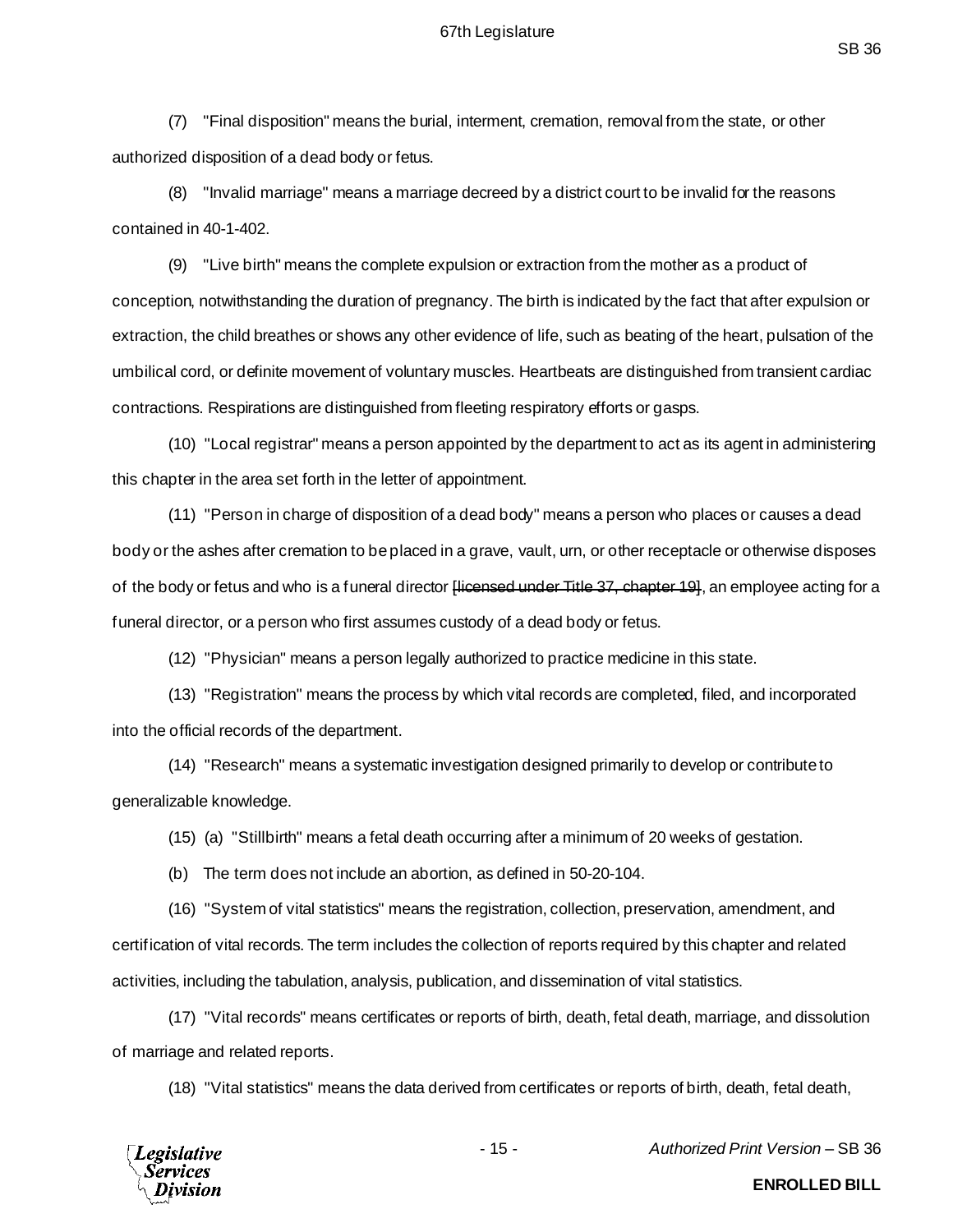(7) "Final disposition" means the burial, interment, cremation, removal from the state, or other authorized disposition of a dead body or fetus.

(8) "Invalid marriage" means a marriage decreed by a district court to be invalid for the reasons contained in 40-1-402.

(9) "Live birth" means the complete expulsion or extraction from the mother as a product of conception, notwithstanding the duration of pregnancy. The birth is indicated by the fact that after expulsion or extraction, the child breathes or shows any other evidence of life, such as beating of the heart, pulsation of the umbilical cord, or definite movement of voluntary muscles. Heartbeats are distinguished from transient cardiac contractions. Respirations are distinguished from fleeting respiratory efforts or gasps.

(10) "Local registrar" means a person appointed by the department to act as its agent in administering this chapter in the area set forth in the letter of appointment.

(11) "Person in charge of disposition of a dead body" means a person who places or causes a dead body or the ashes after cremation to be placed in a grave, vault, urn, or other receptacle or otherwise disposes of the body or fetus and who is a funeral director ~~[licensed under Title 37, chapter 19]~~, an employee acting for a funeral director, or a person who first assumes custody of a dead body or fetus.

(12) "Physician" means a person legally authorized to practice medicine in this state.

(13) "Registration" means the process by which vital records are completed, filed, and incorporated into the official records of the department.

(14) "Research" means a systematic investigation designed primarily to develop or contribute to generalizable knowledge.

(15) (a) "Stillbirth" means a fetal death occurring after a minimum of 20 weeks of gestation.

(b) The term does not include an abortion, as defined in 50-20-104.

(16) "System of vital statistics" means the registration, collection, preservation, amendment, and certification of vital records. The term includes the collection of reports required by this chapter and related activities, including the tabulation, analysis, publication, and dissemination of vital statistics.

(17) "Vital records" means certificates or reports of birth, death, fetal death, marriage, and dissolution of marriage and related reports.

(18) "Vital statistics" means the data derived from certificates or reports of birth, death, fetal death,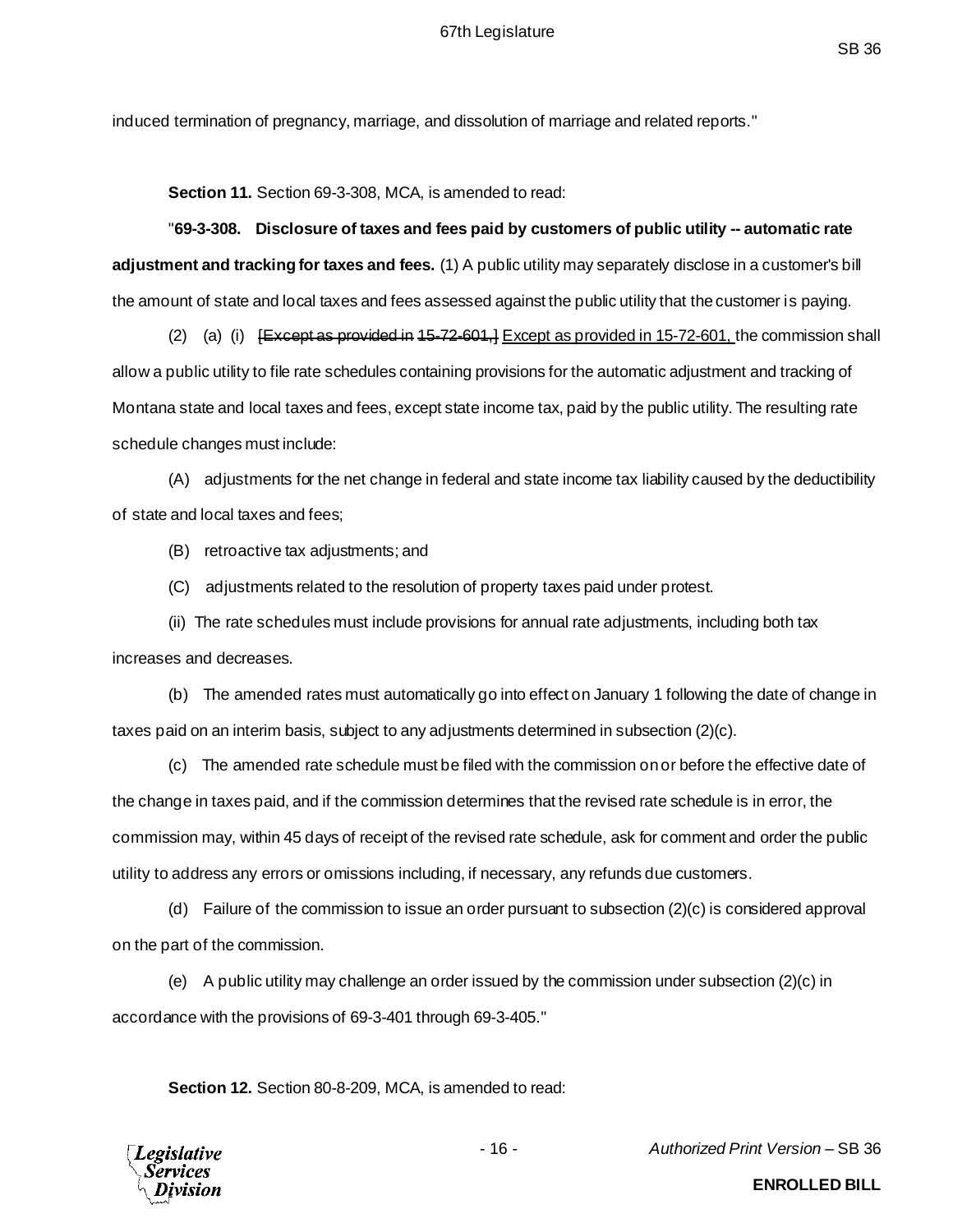induced termination of pregnancy, marriage, and dissolution of marriage and related reports."

**Section 11.** Section 69-3-308, MCA, is amended to read:

"**69-3-308. Disclosure of taxes and fees paid by customers of public utility -- automatic rate adjustment and tracking for taxes and fees.** (1) A public utility may separately disclose in a customer's bill the amount of state and local taxes and fees assessed against the public utility that the customer is paying.

(2) (a) (i) ~~[Except as provided in 15-72-601,]~~ <u>Except as provided in 15-72-601,</u> the commission shall allow a public utility to file rate schedules containing provisions for the automatic adjustment and tracking of Montana state and local taxes and fees, except state income tax, paid by the public utility. The resulting rate schedule changes must include:

(A) adjustments for the net change in federal and state income tax liability caused by the deductibility of state and local taxes and fees;

(B) retroactive tax adjustments; and

(C) adjustments related to the resolution of property taxes paid under protest.

(ii) The rate schedules must include provisions for annual rate adjustments, including both tax increases and decreases.

(b) The amended rates must automatically go into effect on January 1 following the date of change in taxes paid on an interim basis, subject to any adjustments determined in subsection (2)(c).

(c) The amended rate schedule must be filed with the commission on or before the effective date of the change in taxes paid, and if the commission determines that the revised rate schedule is in error, the commission may, within 45 days of receipt of the revised rate schedule, ask for comment and order the public utility to address any errors or omissions including, if necessary, any refunds due customers.

(d) Failure of the commission to issue an order pursuant to subsection (2)(c) is considered approval on the part of the commission.

(e) A public utility may challenge an order issued by the commission under subsection (2)(c) in accordance with the provisions of 69-3-401 through 69-3-405."

**Section 12.** Section 80-8-209, MCA, is amended to read: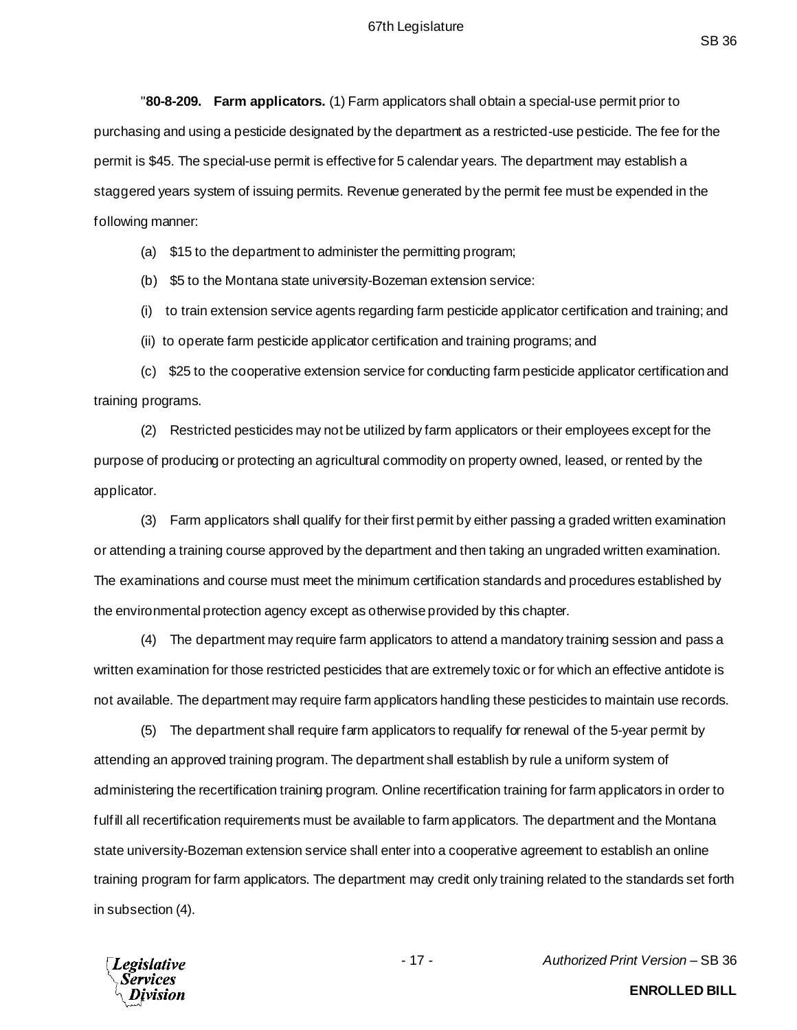"**80-8-209. Farm applicators.** (1) Farm applicators shall obtain a special-use permit prior to purchasing and using a pesticide designated by the department as a restricted-use pesticide. The fee for the permit is $45. The special-use permit is effective for 5 calendar years. The department may establish a staggered years system of issuing permits. Revenue generated by the permit fee must be expended in the following manner:

(a) $15 to the department to administer the permitting program;

(b) $5 to the Montana state university-Bozeman extension service:

(i) to train extension service agents regarding farm pesticide applicator certification and training; and

(ii) to operate farm pesticide applicator certification and training programs; and

(c) $25 to the cooperative extension service for conducting farm pesticide applicator certification and training programs.

(2) Restricted pesticides may not be utilized by farm applicators or their employees except for the purpose of producing or protecting an agricultural commodity on property owned, leased, or rented by the applicator.

(3) Farm applicators shall qualify for their first permit by either passing a graded written examination or attending a training course approved by the department and then taking an ungraded written examination. The examinations and course must meet the minimum certification standards and procedures established by the environmental protection agency except as otherwise provided by this chapter.

(4) The department may require farm applicators to attend a mandatory training session and pass a written examination for those restricted pesticides that are extremely toxic or for which an effective antidote is not available. The department may require farm applicators handling these pesticides to maintain use records.

(5) The department shall require farm applicators to requalify for renewal of the 5-year permit by attending an approved training program. The department shall establish by rule a uniform system of administering the recertification training program. Online recertification training for farm applicators in order to fulfill all recertification requirements must be available to farm applicators. The department and the Montana state university-Bozeman extension service shall enter into a cooperative agreement to establish an online training program for farm applicators. The department may credit only training related to the standards set forth in subsection (4).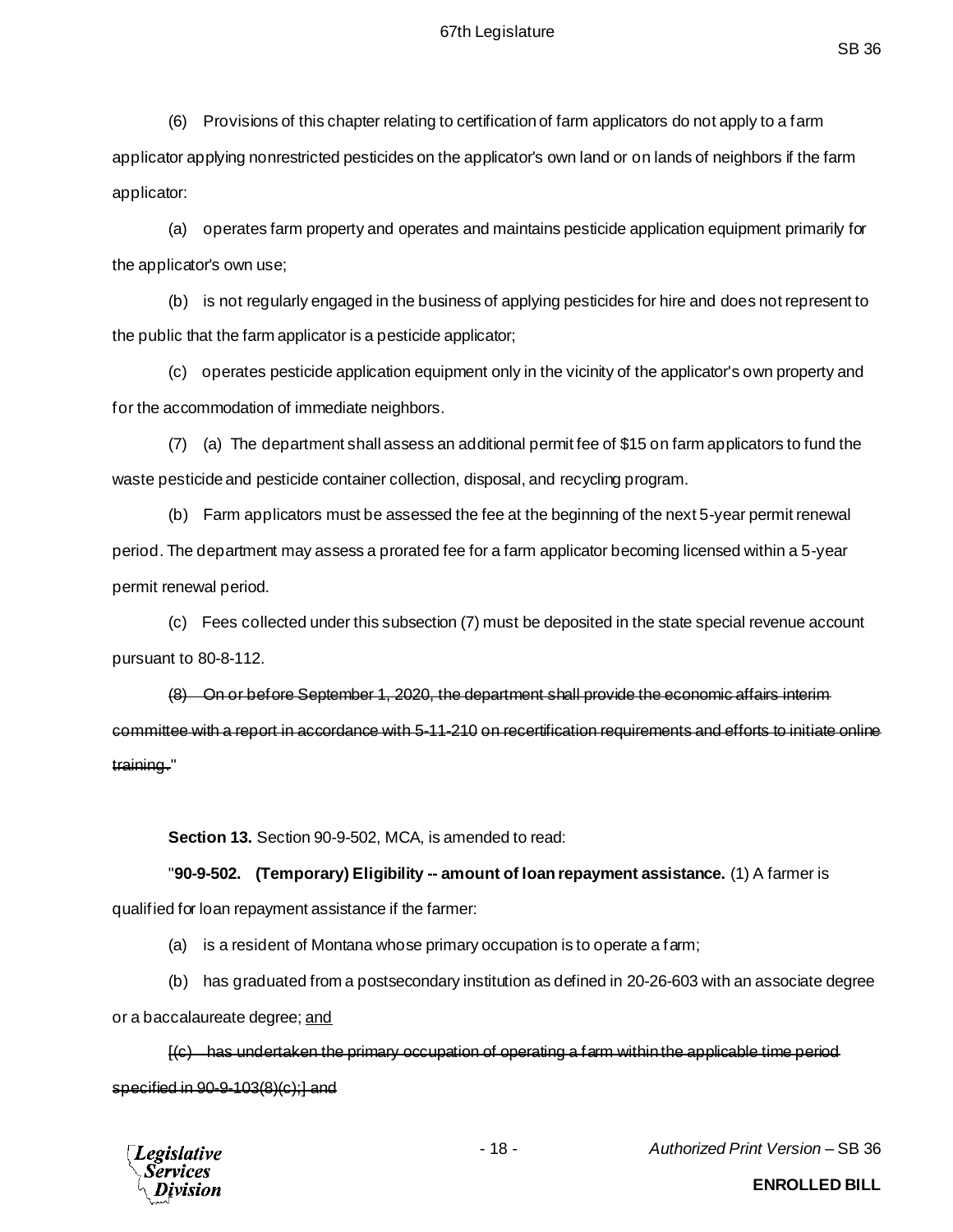(6) Provisions of this chapter relating to certification of farm applicators do not apply to a farm applicator applying nonrestricted pesticides on the applicator's own land or on lands of neighbors if the farm applicator:

(a) operates farm property and operates and maintains pesticide application equipment primarily for the applicator's own use;

(b) is not regularly engaged in the business of applying pesticides for hire and does not represent to the public that the farm applicator is a pesticide applicator;

(c) operates pesticide application equipment only in the vicinity of the applicator's own property and for the accommodation of immediate neighbors.

(7) (a) The department shall assess an additional permit fee of $15 on farm applicators to fund the waste pesticide and pesticide container collection, disposal, and recycling program.

(b) Farm applicators must be assessed the fee at the beginning of the next 5-year permit renewal period. The department may assess a prorated fee for a farm applicator becoming licensed within a 5-year permit renewal period.

(c) Fees collected under this subsection (7) must be deposited in the state special revenue account pursuant to 80-8-112.

~~(8) On or before September 1, 2020, the department shall provide the economic affairs interim committee with a report in accordance with 5-11-210 on recertification requirements and efforts to initiate online training.~~"

**Section 13.** Section 90-9-502, MCA, is amended to read:

"**90-9-502. (Temporary) Eligibility -- amount of loan repayment assistance.** (1) A farmer is qualified for loan repayment assistance if the farmer:

(a) is a resident of Montana whose primary occupation is to operate a farm;

(b) has graduated from a postsecondary institution as defined in 20-26-603 with an associate degree or a baccalaureate degree; <u>and</u>

~~[(c) has undertaken the primary occupation of operating a farm within the applicable time period specified in 90-9-103(8)(c);] and~~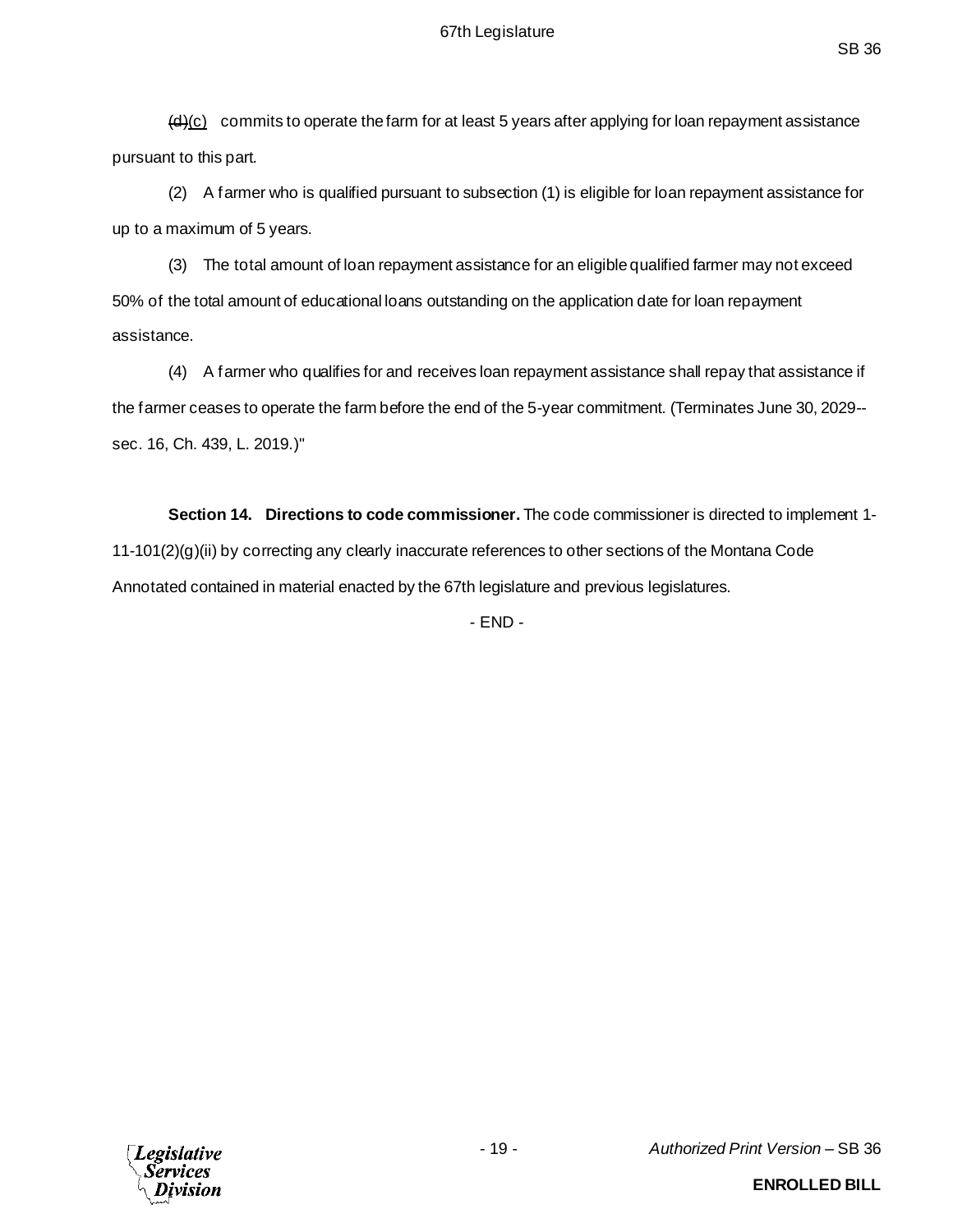~~(d)~~<u>(c)</u> commits to operate the farm for at least 5 years after applying for loan repayment assistance pursuant to this part.

(2) A farmer who is qualified pursuant to subsection (1) is eligible for loan repayment assistance for up to a maximum of 5 years.

(3) The total amount of loan repayment assistance for an eligible qualified farmer may not exceed 50% of the total amount of educational loans outstanding on the application date for loan repayment assistance.

(4) A farmer who qualifies for and receives loan repayment assistance shall repay that assistance if the farmer ceases to operate the farm before the end of the 5-year commitment. (Terminates June 30, 2029--sec. 16, Ch. 439, L. 2019.)"

**Section 14. Directions to code commissioner.** The code commissioner is directed to implement 1-11-101(2)(g)(ii) by correcting any clearly inaccurate references to other sections of the Montana Code Annotated contained in material enacted by the 67th legislature and previous legislatures.

\- END -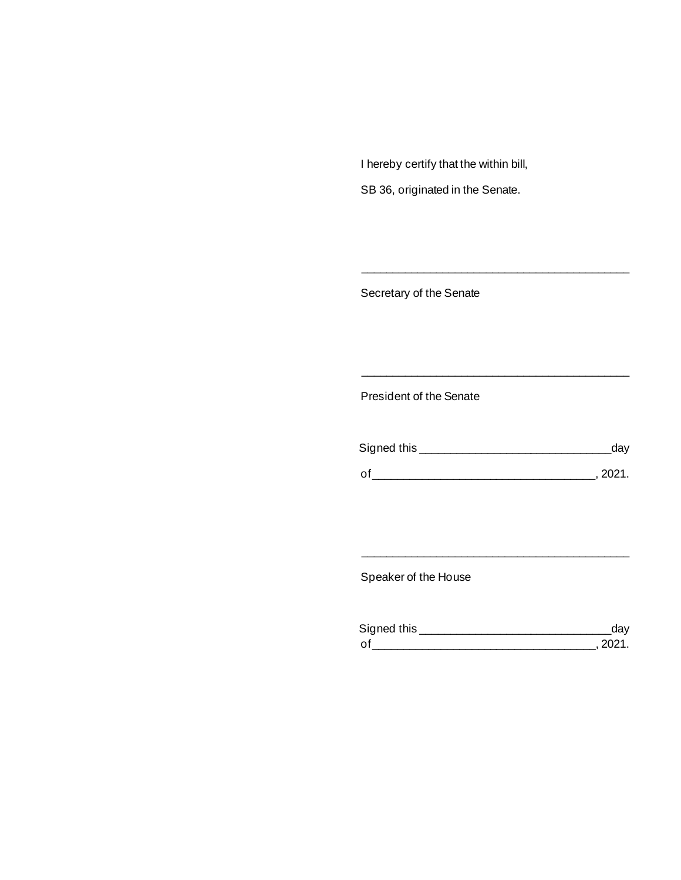I hereby certify that the within bill,

SB 36, originated in the Senate.

\_\_\_\_\_\_\_\_\_\_\_\_\_\_\_\_\_\_\_\_\_\_\_\_\_\_\_\_\_\_\_\_\_\_\_\_\_\_\_\_\_\_

Secretary of the Senate

\_\_\_\_\_\_\_\_\_\_\_\_\_\_\_\_\_\_\_\_\_\_\_\_\_\_\_\_\_\_\_\_\_\_\_\_\_\_\_\_\_\_

President of the Senate

Signed this \_\_\_\_\_\_\_\_\_\_\_\_\_\_\_\_\_\_\_\_\_\_\_\_\_\_\_\_\_\_day

of\_\_\_\_\_\_\_\_\_\_\_\_\_\_\_\_\_\_\_\_\_\_\_\_\_\_\_\_\_\_\_\_\_\_, 2021.

\_\_\_\_\_\_\_\_\_\_\_\_\_\_\_\_\_\_\_\_\_\_\_\_\_\_\_\_\_\_\_\_\_\_\_\_\_\_\_\_\_\_

Speaker of the House

Signed this \_\_\_\_\_\_\_\_\_\_\_\_\_\_\_\_\_\_\_\_\_\_\_\_\_\_\_\_\_\_day

of\_\_\_\_\_\_\_\_\_\_\_\_\_\_\_\_\_\_\_\_\_\_\_\_\_\_\_\_\_\_\_\_\_\_, 2021.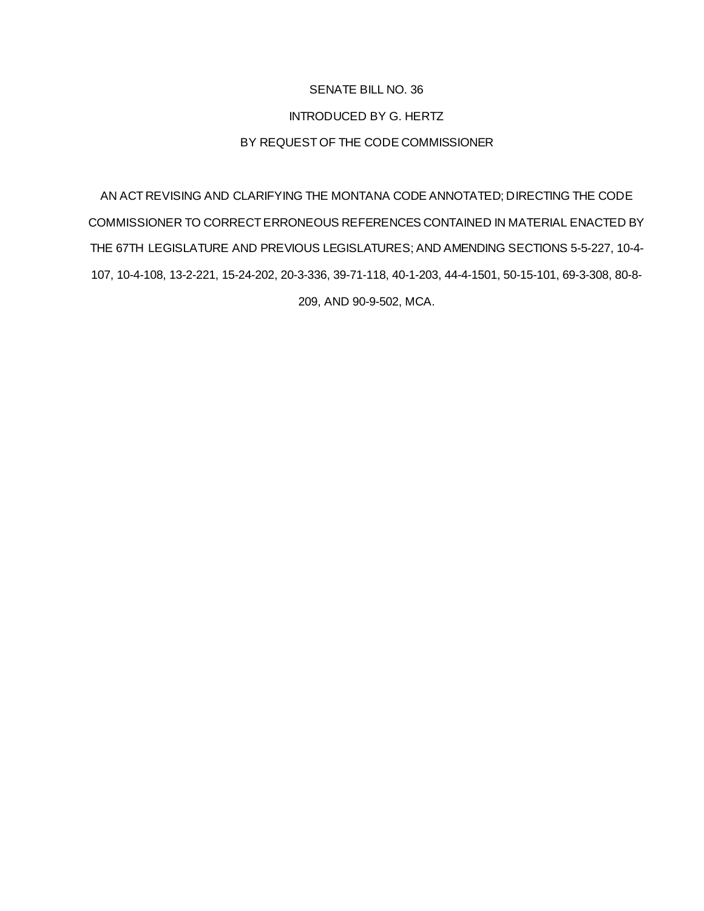SENATE BILL NO. 36

INTRODUCED BY G. HERTZ

BY REQUEST OF THE CODE COMMISSIONER

AN ACT REVISING AND CLARIFYING THE MONTANA CODE ANNOTATED; DIRECTING THE CODE COMMISSIONER TO CORRECT ERRONEOUS REFERENCES CONTAINED IN MATERIAL ENACTED BY THE 67TH LEGISLATURE AND PREVIOUS LEGISLATURES; AND AMENDING SECTIONS 5-5-227, 10-4-107, 10-4-108, 13-2-221, 15-24-202, 20-3-336, 39-71-118, 40-1-203, 44-4-1501, 50-15-101, 69-3-308, 80-8-209, AND 90-9-502, MCA.